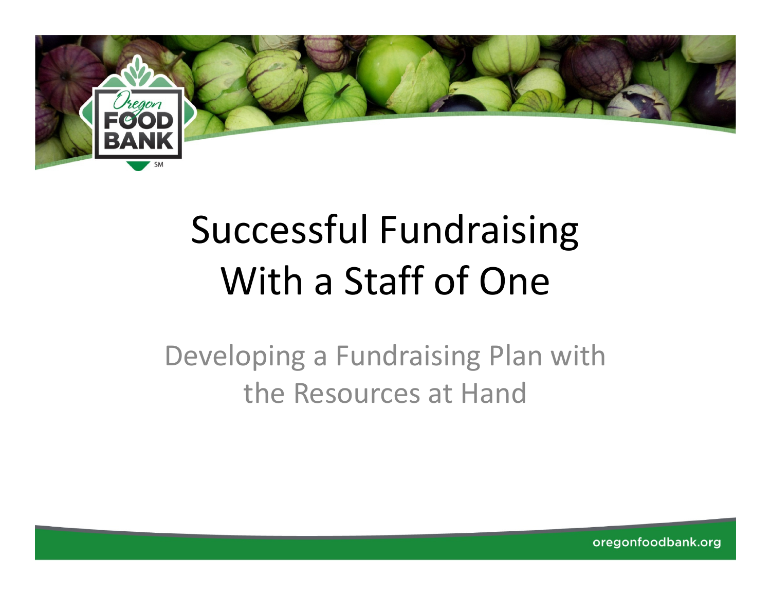# Successful Fundraising With a Staff of One

## Developing a Fundraising Plan with the Resources at Hand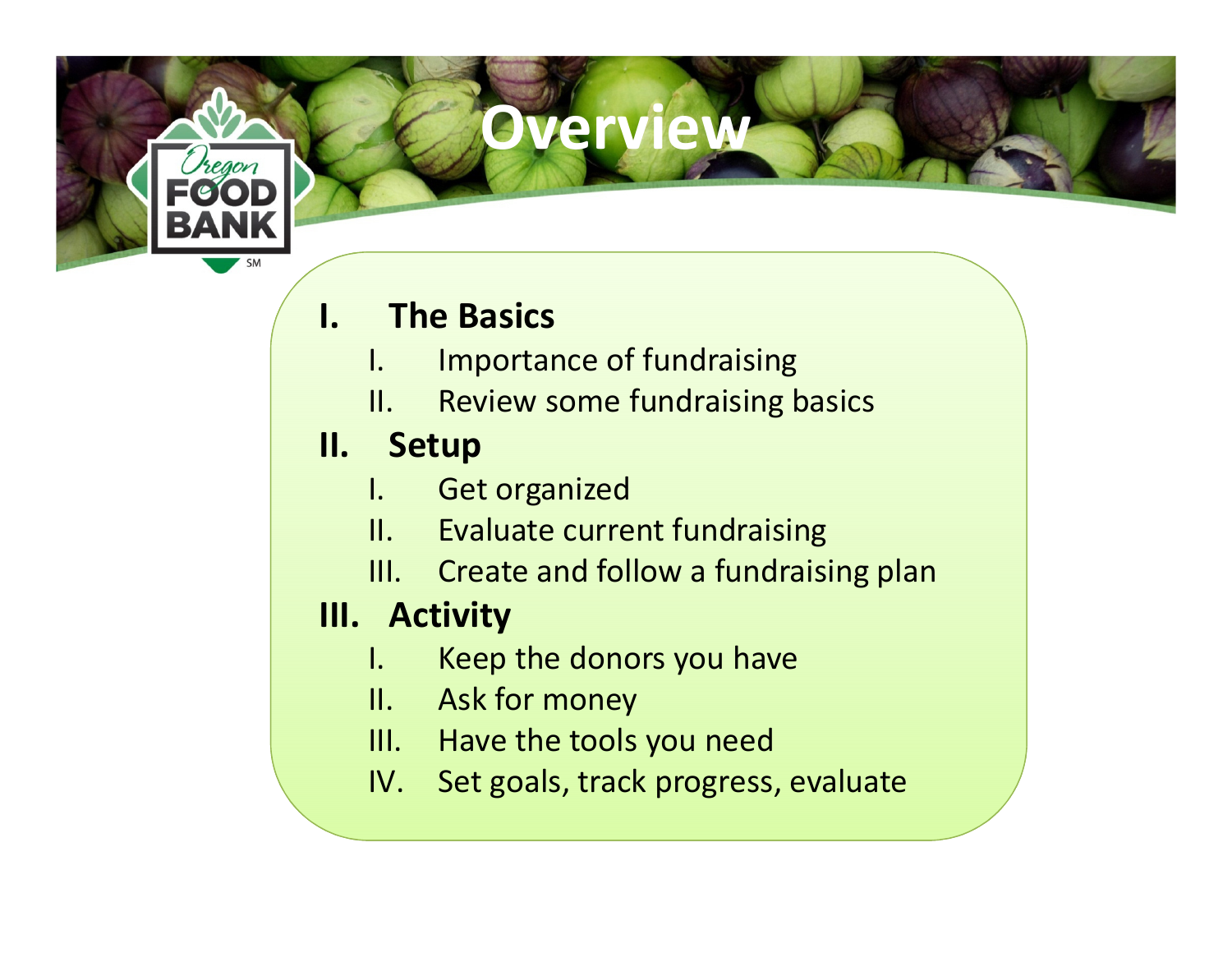# Overview

I. **The Basics**
   I. Importance of fundraising
   II. Review some fundraising basics

II. **Setup**
   I. Get organized
   II. Evaluate current fundraising
   III. Create and follow a fundraising plan

III. **Activity**
   I. Keep the donors you have
   II. Ask for money
   III. Have the tools you need
   IV. Set goals, track progress, evaluate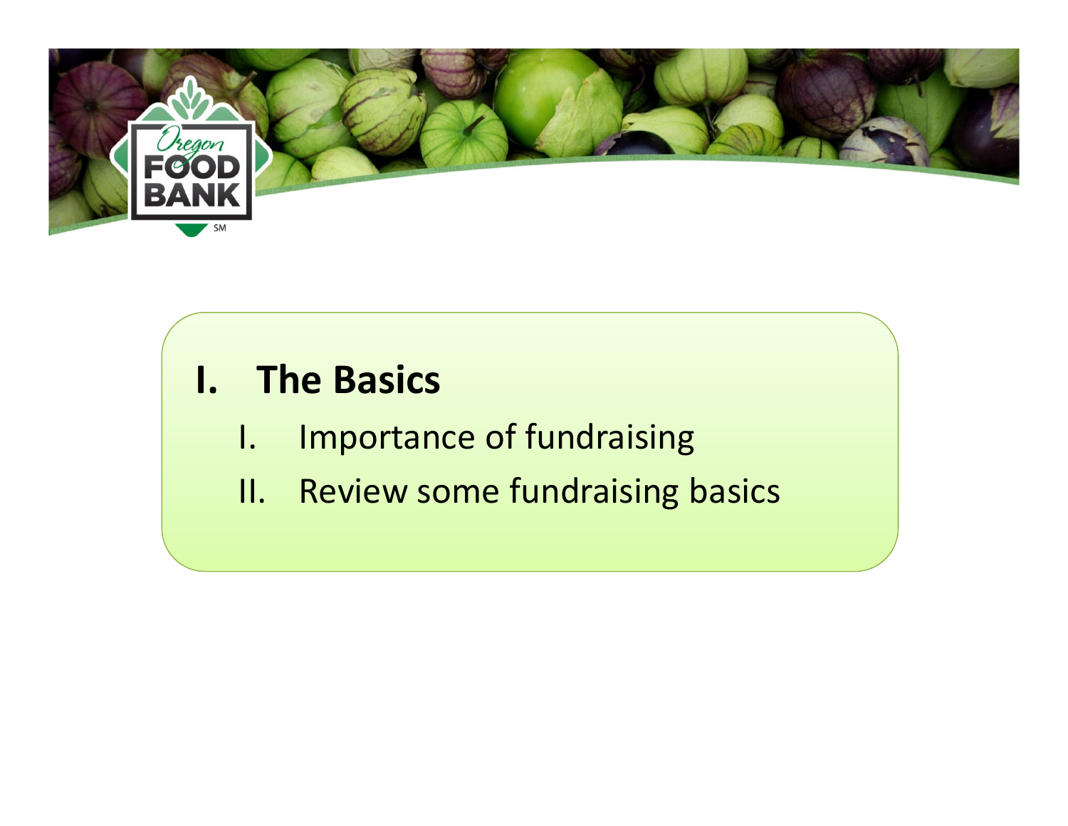# I. The Basics

I. Importance of fundraising

II. Review some fundraising basics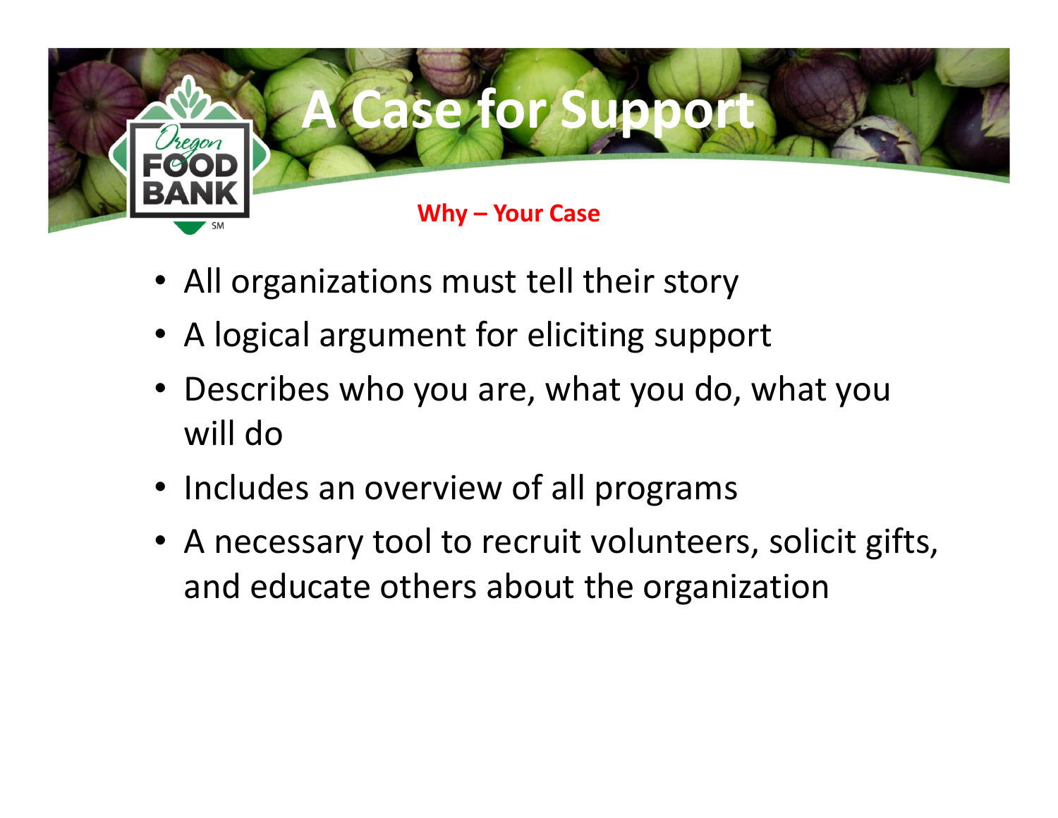# A Case for Support

**Why – Your Case**

- All organizations must tell their story
- A logical argument for eliciting support
- Describes who you are, what you do, what you will do
- Includes an overview of all programs
- A necessary tool to recruit volunteers, solicit gifts, and educate others about the organization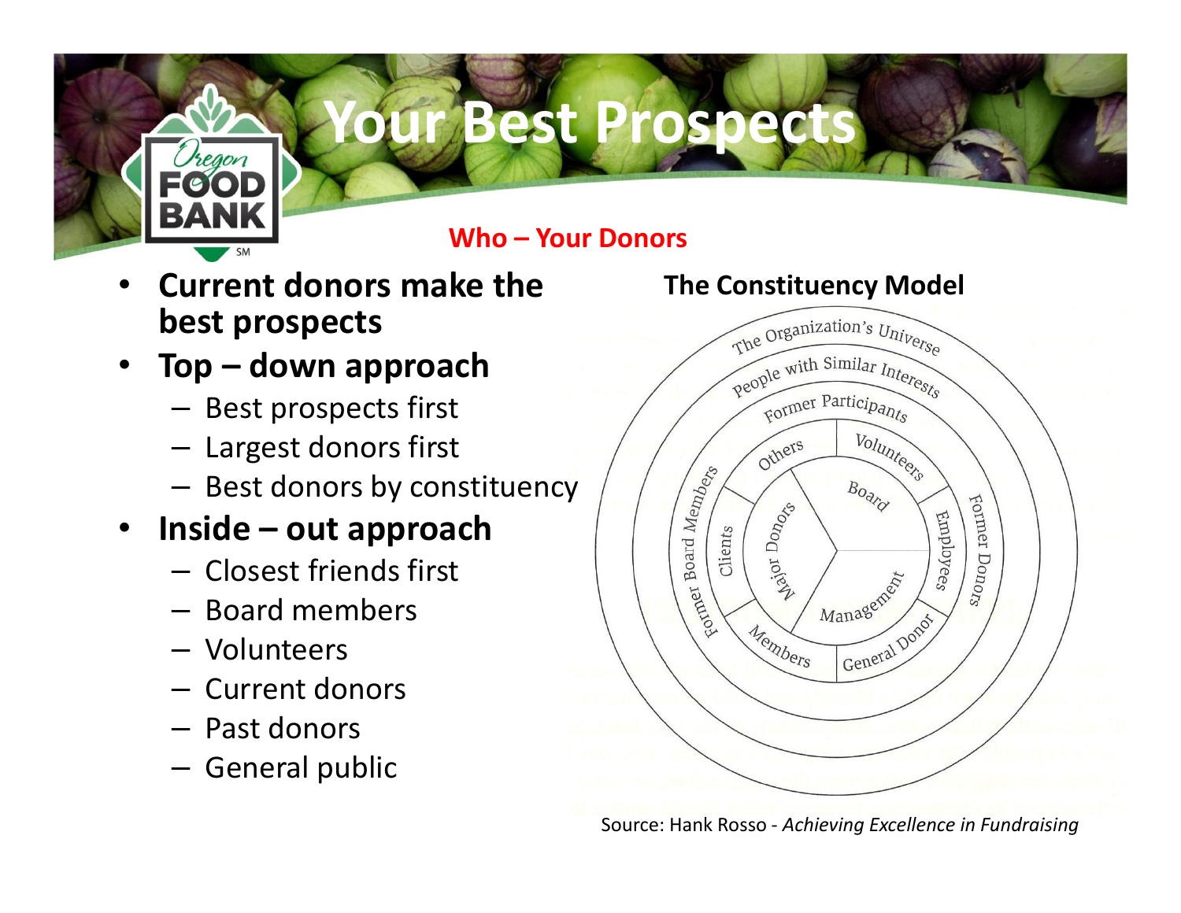# Your Best Prospects

**Who – Your Donors**

- **Current donors make the best prospects**
- **Top – down approach**
  - Best prospects first
  - Largest donors first
  - Best donors by constituency
- **Inside – out approach**
  - Closest friends first
  - Board members
  - Volunteers
  - Current donors
  - Past donors
  - General public

**The Constituency Model**

The Organization's Universe

People with Similar Interests

Former Participants

Former Board Members

Former Donors

Others

Volunteers

Clients

Employees

Members

General Donor

Board

Major Donors

Management

Source: Hank Rosso - *Achieving Excellence in Fundraising*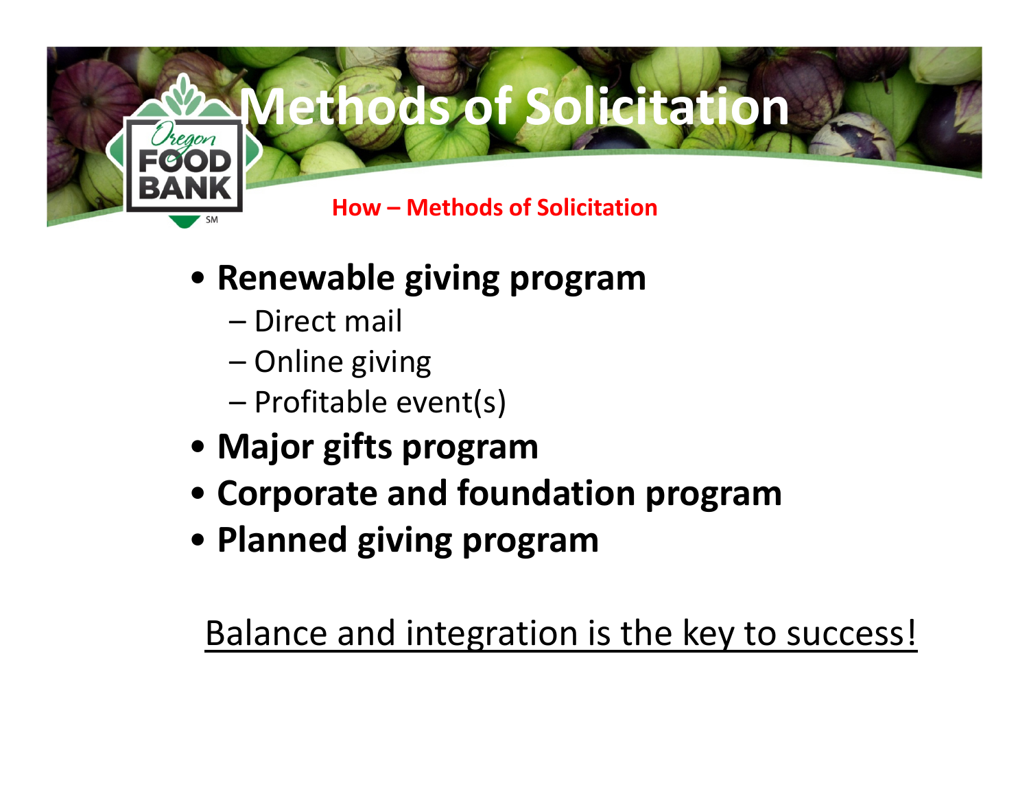# Methods of Solicitation

**How – Methods of Solicitation**

- **Renewable giving program**
  - Direct mail
  - Online giving
  - Profitable event(s)
- **Major gifts program**
- **Corporate and foundation program**
- **Planned giving program**

Balance and integration is the key to success!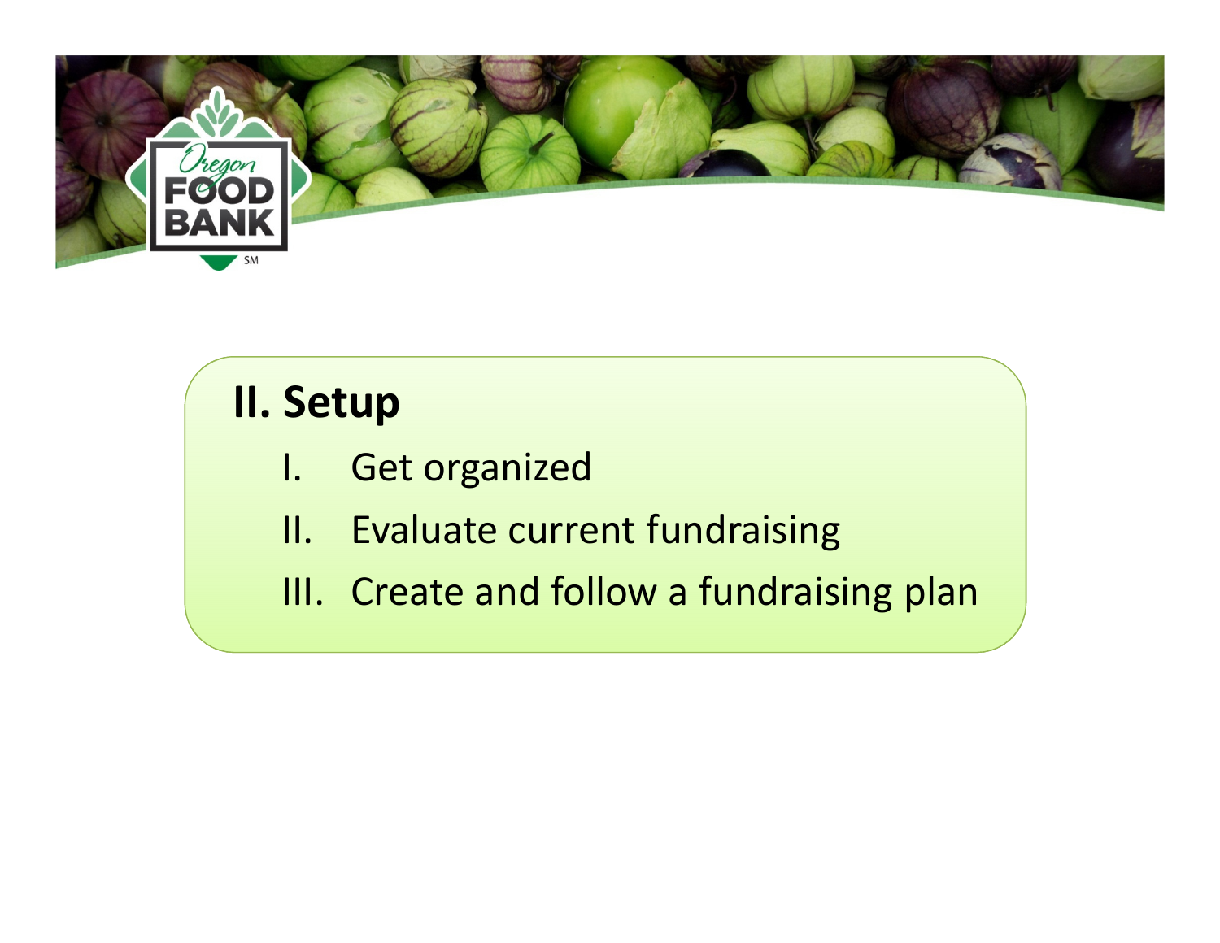## II. Setup

I. Get organized

II. Evaluate current fundraising

III. Create and follow a fundraising plan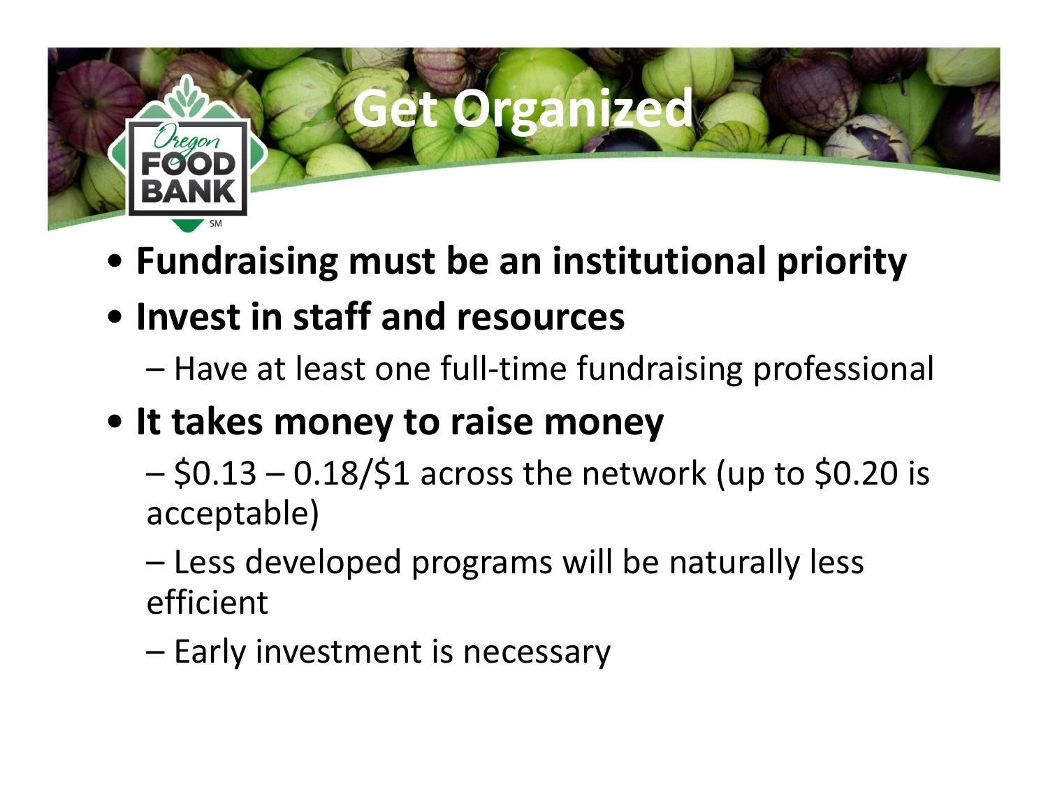# Get Organized

- **Fundraising must be an institutional priority**
- **Invest in staff and resources**
  - Have at least one full-time fundraising professional
- **It takes money to raise money**
  - $0.13 – 0.18/$1 across the network (up to $0.20 is acceptable)
  - Less developed programs will be naturally less efficient
  - Early investment is necessary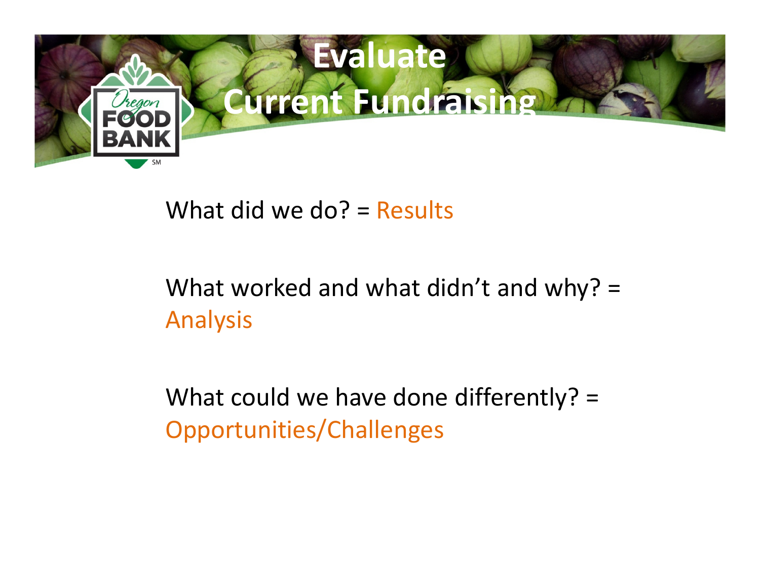# Evaluate Current Fundraising

What did we do? = Results

What worked and what didn't and why? = Analysis

What could we have done differently? = Opportunities/Challenges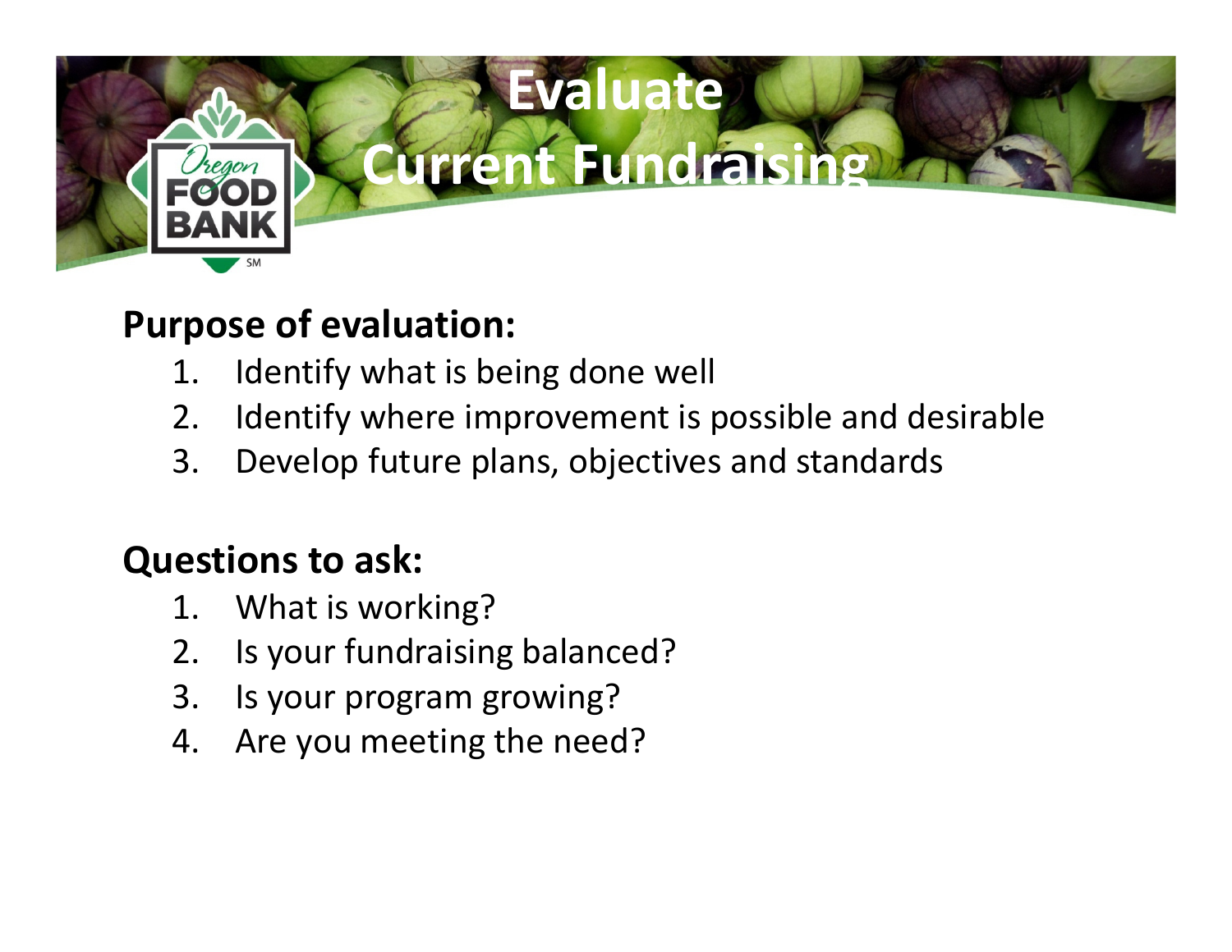# Evaluate Current Fundraising

**Purpose of evaluation:**

1. Identify what is being done well
2. Identify where improvement is possible and desirable
3. Develop future plans, objectives and standards

**Questions to ask:**

1. What is working?
2. Is your fundraising balanced?
3. Is your program growing?
4. Are you meeting the need?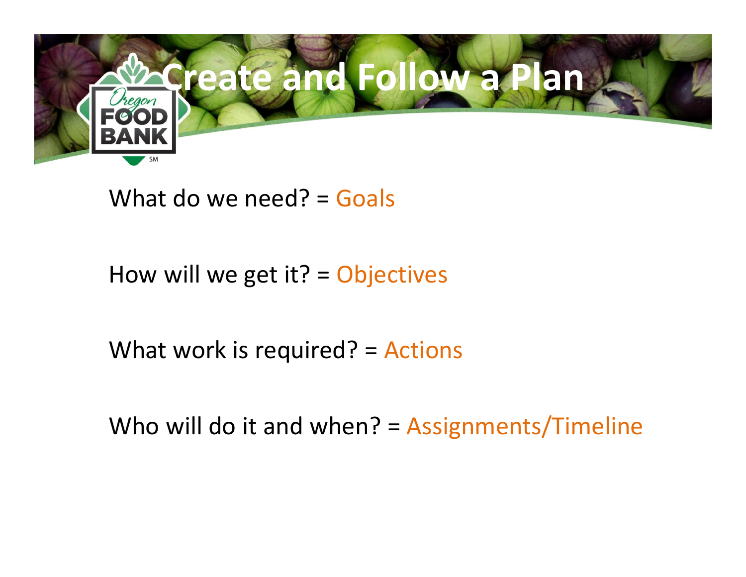# Create and Follow a Plan

What do we need? = Goals

How will we get it? = Objectives

What work is required? = Actions

Who will do it and when? = Assignments/Timeline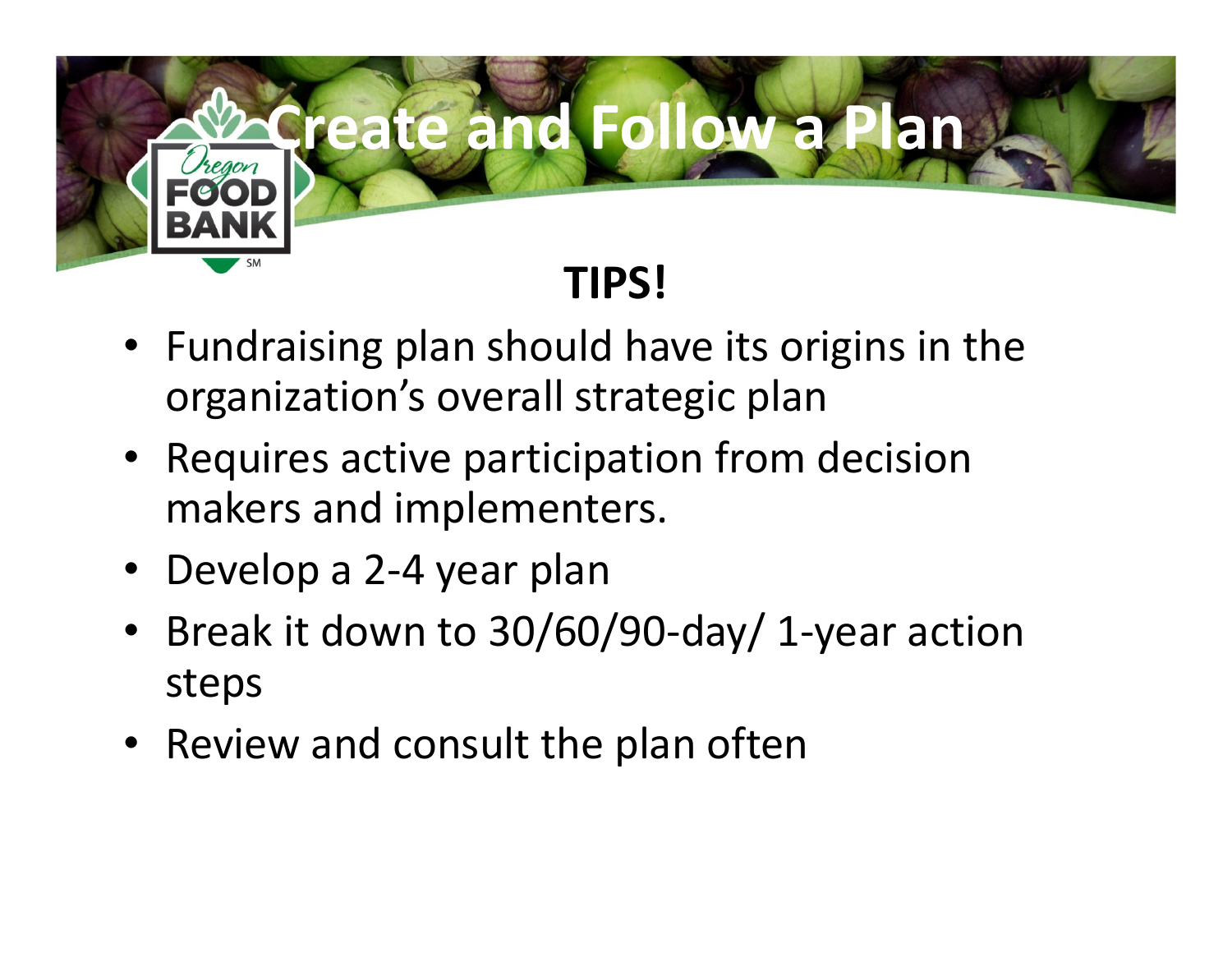# Create and Follow a Plan

## TIPS!

- Fundraising plan should have its origins in the organization's overall strategic plan
- Requires active participation from decision makers and implementers.
- Develop a 2-4 year plan
- Break it down to 30/60/90-day/ 1-year action steps
- Review and consult the plan often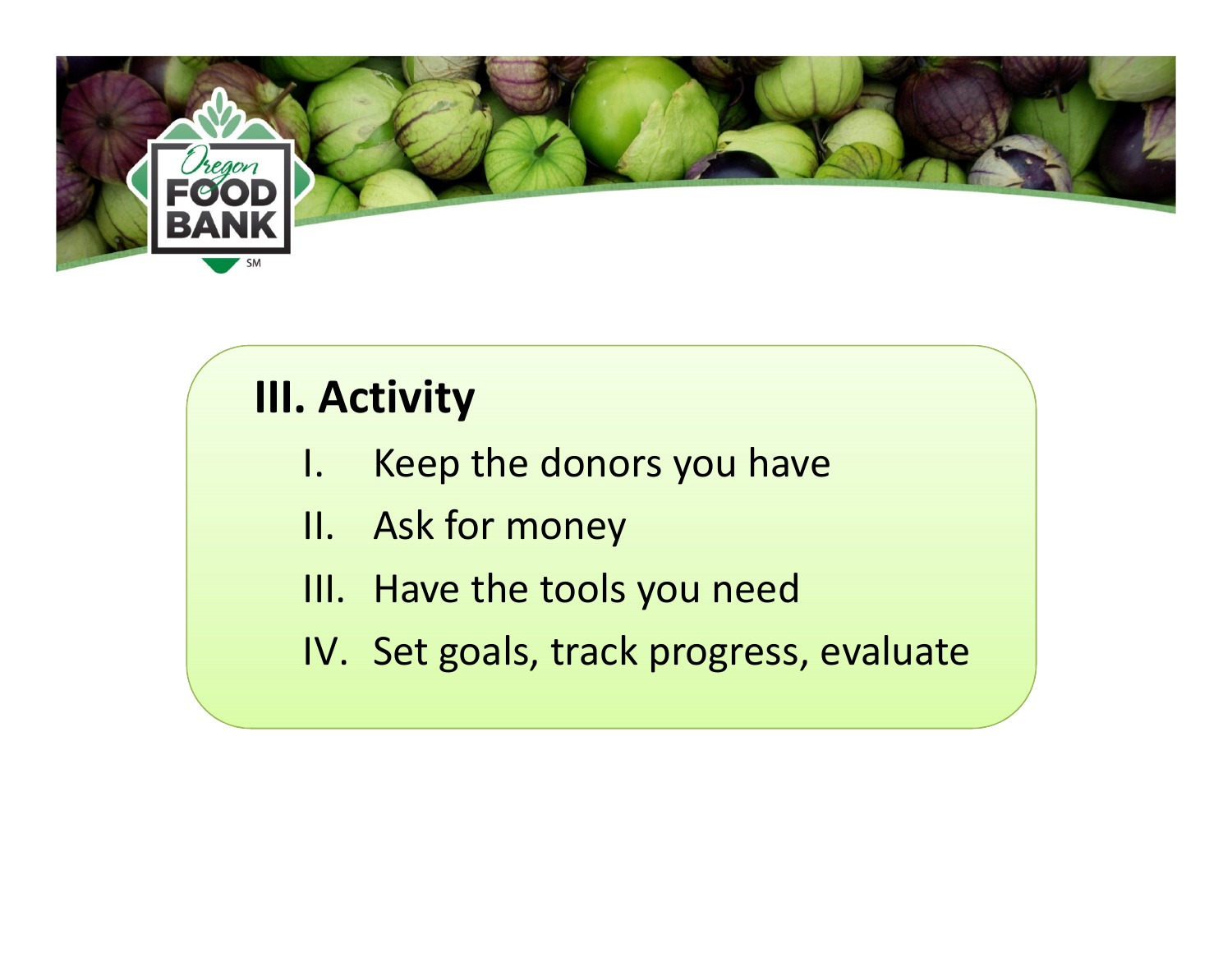## III. Activity

I. Keep the donors you have
II. Ask for money
III. Have the tools you need
IV. Set goals, track progress, evaluate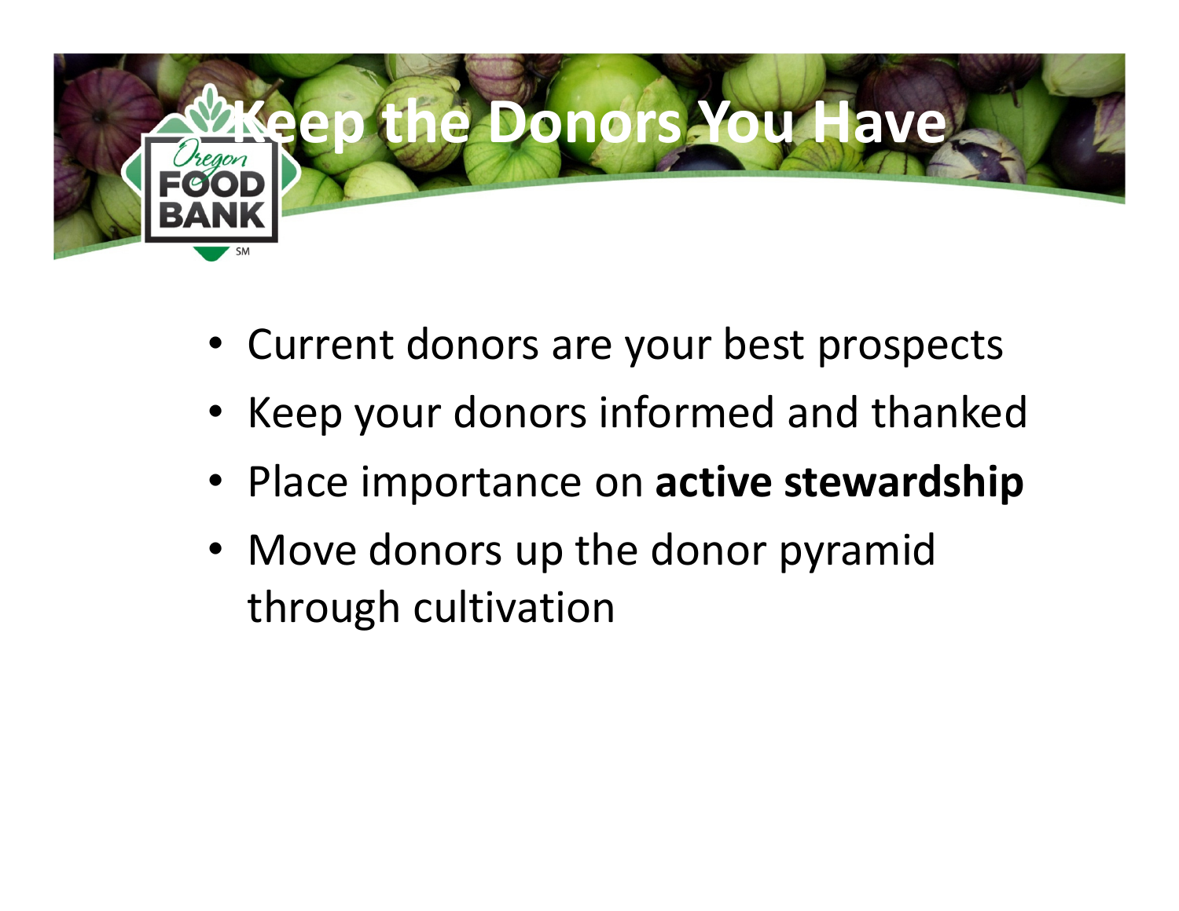# Keep the Donors You Have

- Current donors are your best prospects
- Keep your donors informed and thanked
- Place importance on **active stewardship**
- Move donors up the donor pyramid through cultivation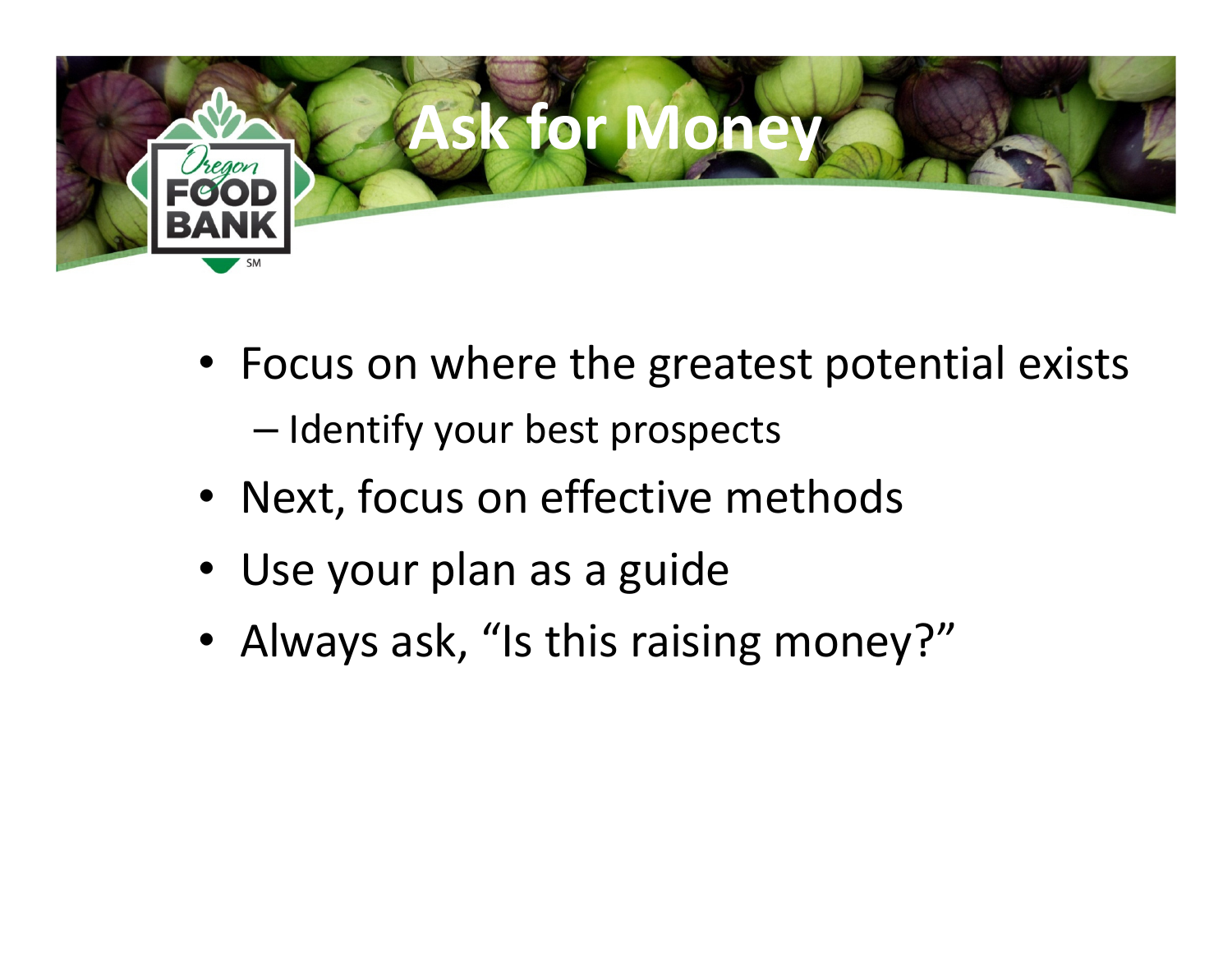# Ask for Money

- Focus on where the greatest potential exists
  - Identify your best prospects
- Next, focus on effective methods
- Use your plan as a guide
- Always ask, "Is this raising money?"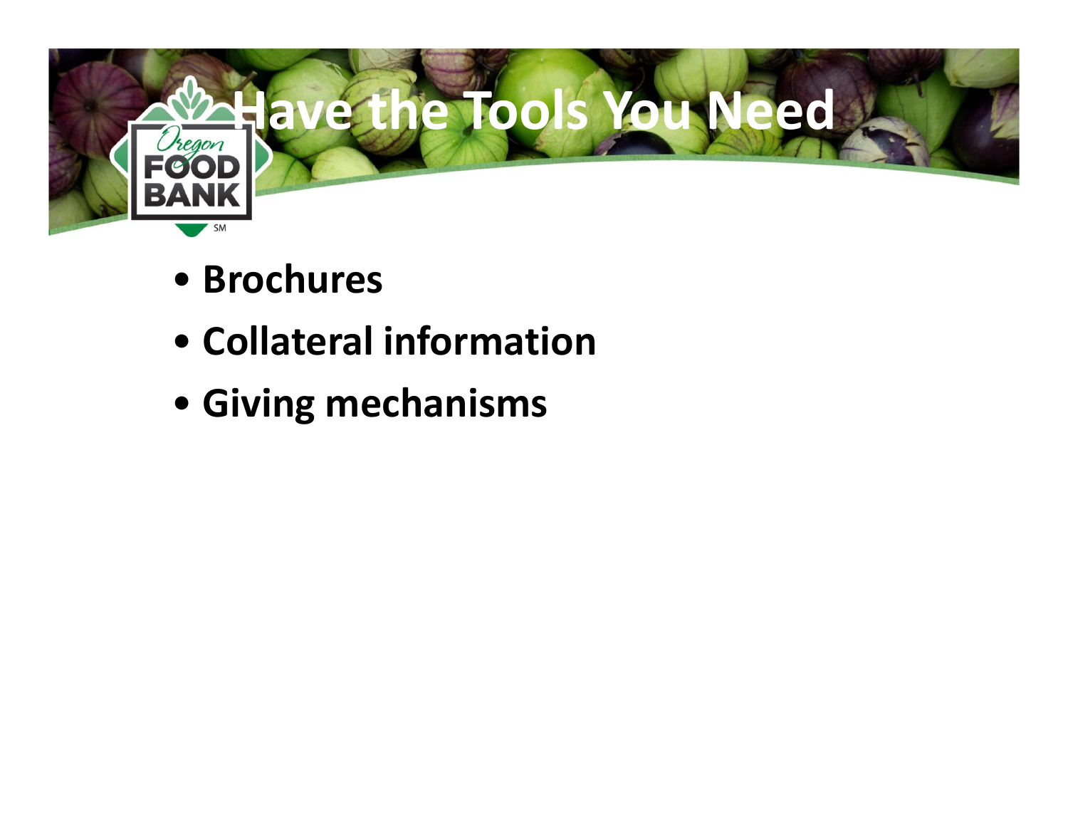# Have the Tools You Need

- **Brochures**
- **Collateral information**
- **Giving mechanisms**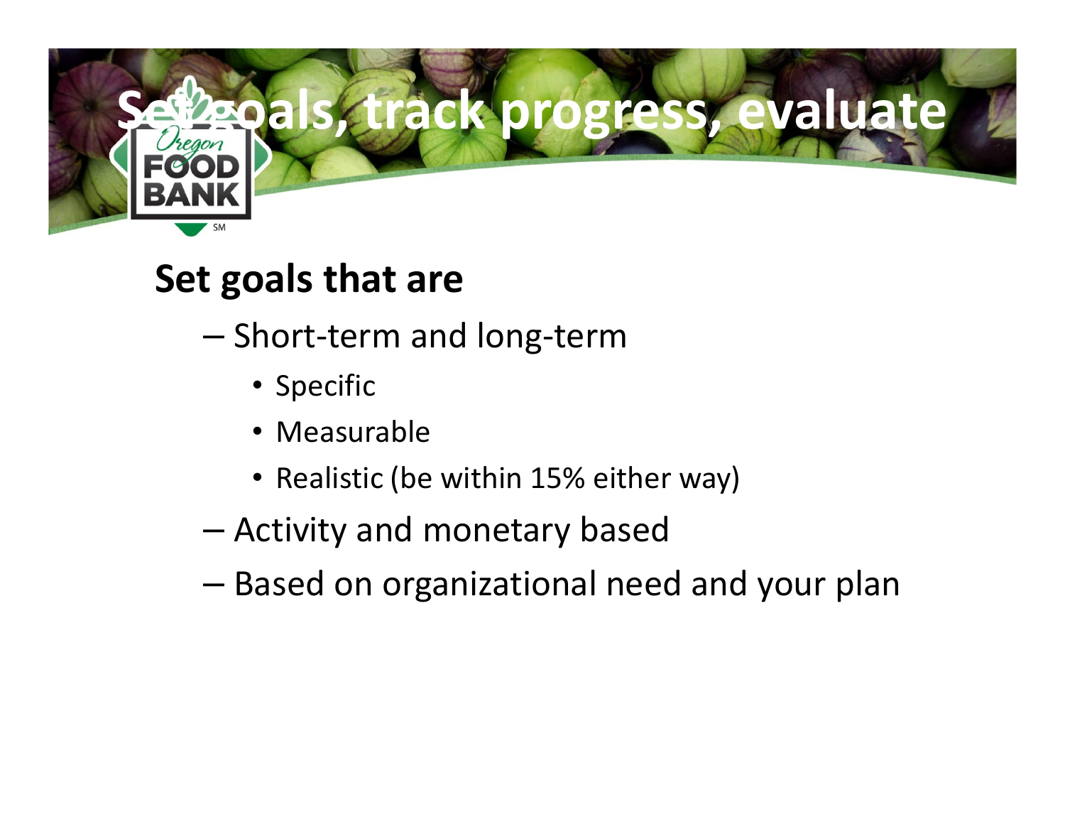# Set goals, track progress, evaluate

**Set goals that are**

- Short-term and long-term
  - Specific
  - Measurable
  - Realistic (be within 15% either way)
- Activity and monetary based
- Based on organizational need and your plan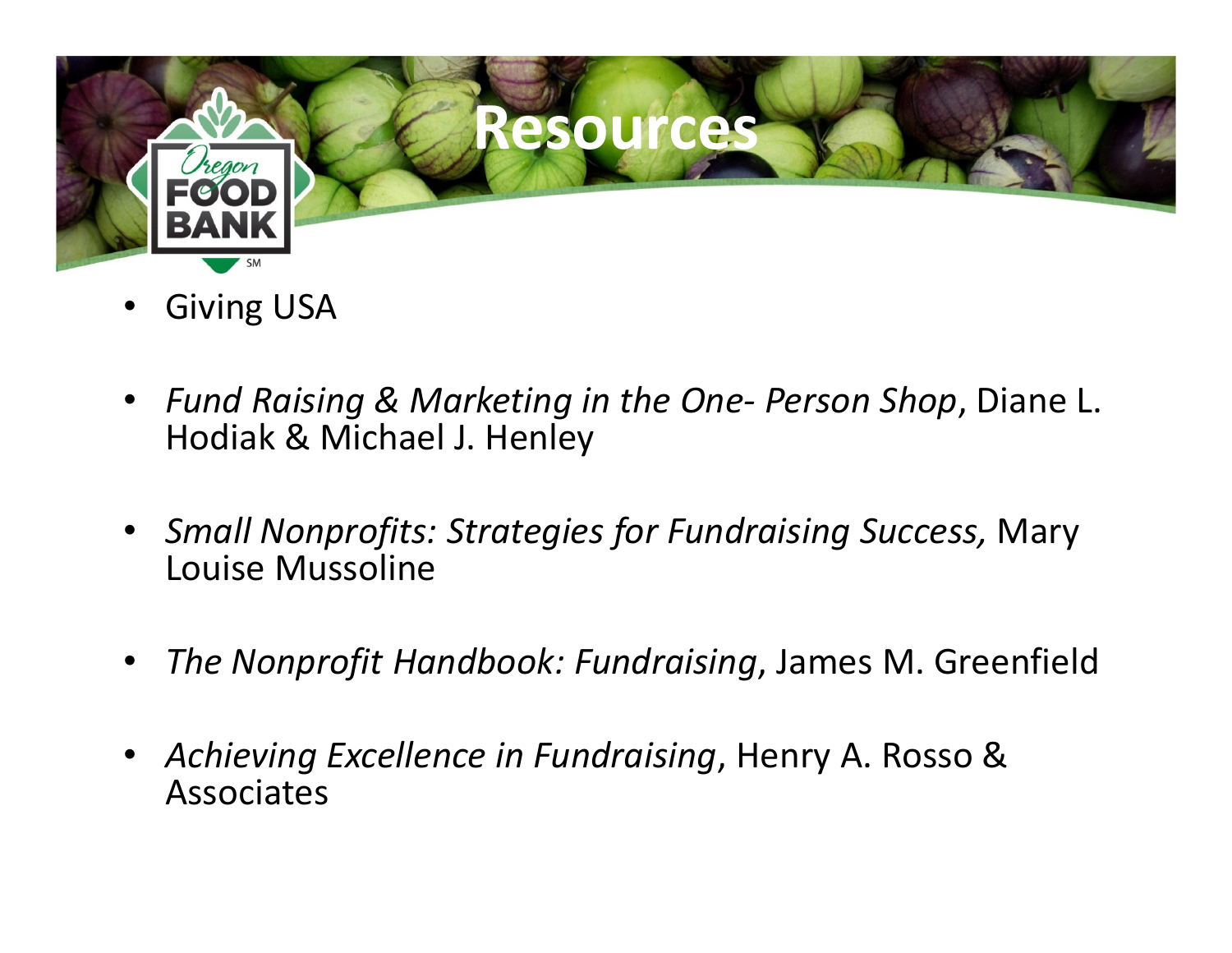# Resources

- Giving USA
- *Fund Raising & Marketing in the One- Person Shop*, Diane L. Hodiak & Michael J. Henley
- *Small Nonprofits: Strategies for Fundraising Success,* Mary Louise Mussoline
- *The Nonprofit Handbook: Fundraising*, James M. Greenfield
- *Achieving Excellence in Fundraising*, Henry A. Rosso & Associates